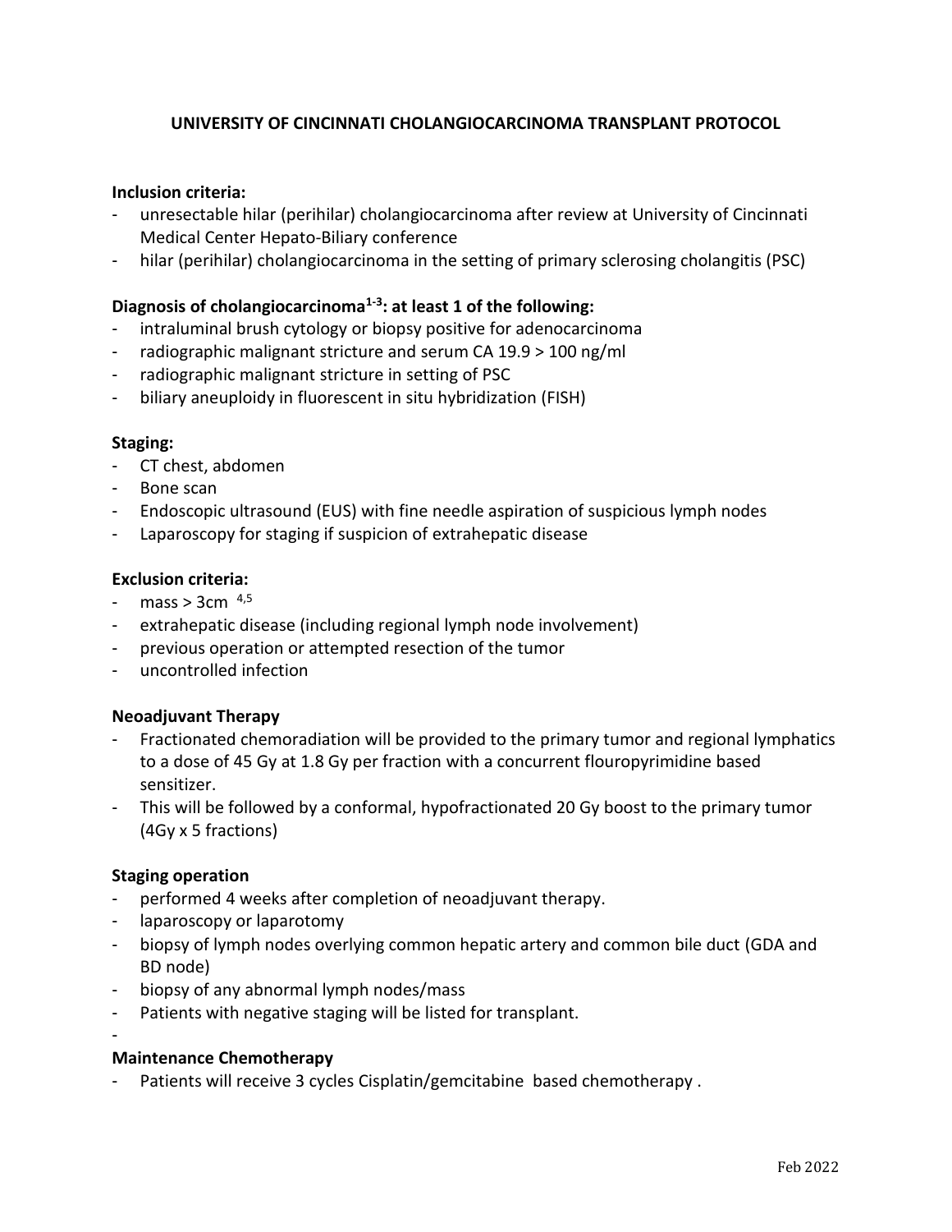# UNIVERSITY OF CINCINNATI CHOLANGIOCARCINOMA TRANSPLANT PROTOCOL

**Inclusion criteria:**

- unresectable hilar (perihilar) cholangiocarcinoma after review at University of Cincinnati Medical Center Hepato-Biliary conference
- hilar (perihilar) cholangiocarcinoma in the setting of primary sclerosing cholangitis (PSC)

**Diagnosis of cholangiocarcinoma[1-3]: at least 1 of the following:**

- intraluminal brush cytology or biopsy positive for adenocarcinoma
- radiographic malignant stricture and serum CA 19.9 > 100 ng/ml
- radiographic malignant stricture in setting of PSC
- biliary aneuploidy in fluorescent in situ hybridization (FISH)

**Staging:**

- CT chest, abdomen
- Bone scan
- Endoscopic ultrasound (EUS) with fine needle aspiration of suspicious lymph nodes
- Laparoscopy for staging if suspicion of extrahepatic disease

**Exclusion criteria:**

- mass > 3cm [4,5]
- extrahepatic disease (including regional lymph node involvement)
- previous operation or attempted resection of the tumor
- uncontrolled infection

**Neoadjuvant Therapy**

- Fractionated chemoradiation will be provided to the primary tumor and regional lymphatics to a dose of 45 Gy at 1.8 Gy per fraction with a concurrent flouropyrimidine based sensitizer.
- This will be followed by a conformal, hypofractionated 20 Gy boost to the primary tumor (4Gy x 5 fractions)

**Staging operation**

- performed 4 weeks after completion of neoadjuvant therapy.
- laparoscopy or laparotomy
- biopsy of lymph nodes overlying common hepatic artery and common bile duct (GDA and BD node)
- biopsy of any abnormal lymph nodes/mass
- Patients with negative staging will be listed for transplant.
-

**Maintenance Chemotherapy**

- Patients will receive 3 cycles Cisplatin/gemcitabine based chemotherapy .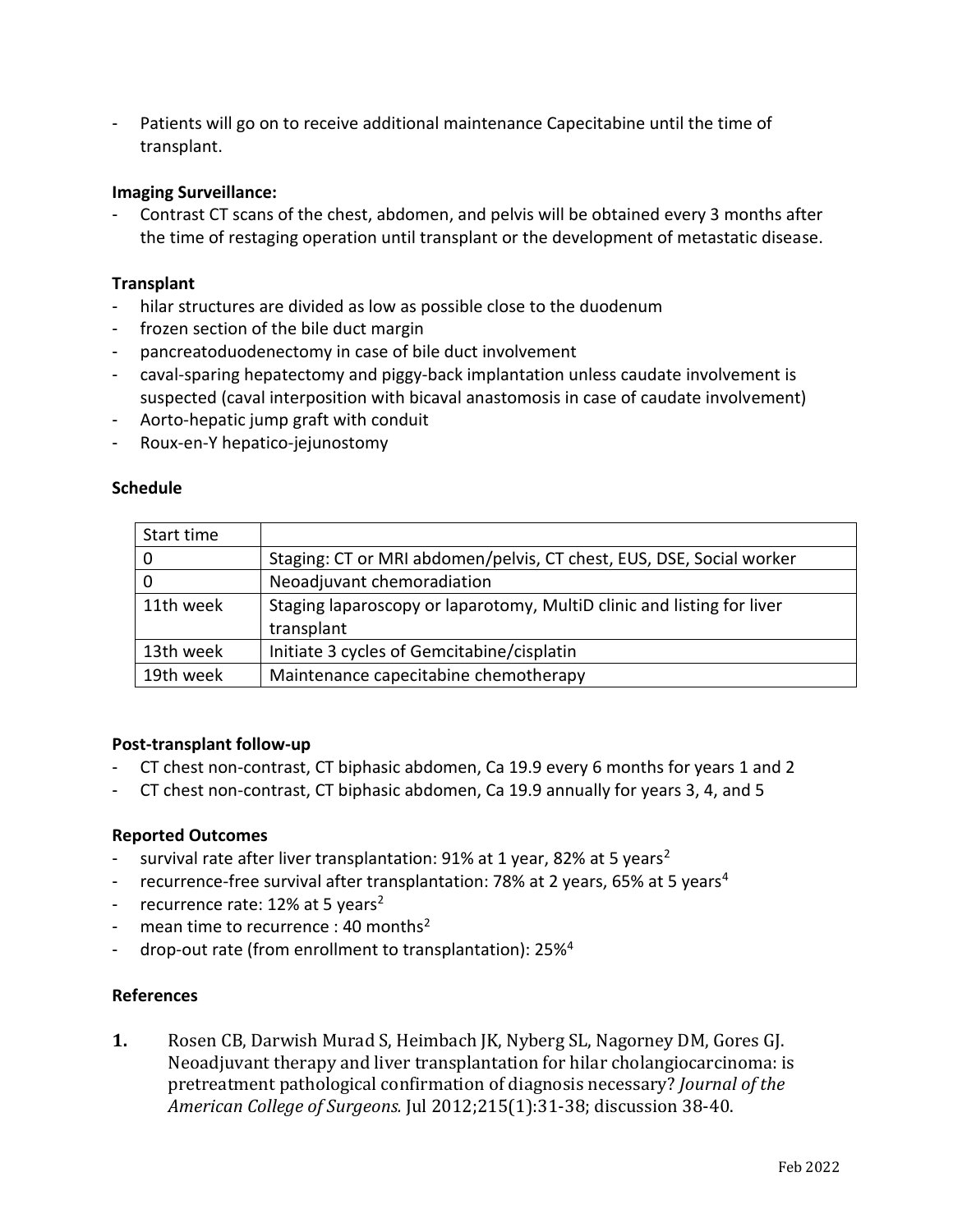- Patients will go on to receive additional maintenance Capecitabine until the time of transplant.

**Imaging Surveillance:**

- Contrast CT scans of the chest, abdomen, and pelvis will be obtained every 3 months after the time of restaging operation until transplant or the development of metastatic disease.

**Transplant**

- hilar structures are divided as low as possible close to the duodenum
- frozen section of the bile duct margin
- pancreatoduodenectomy in case of bile duct involvement
- caval-sparing hepatectomy and piggy-back implantation unless caudate involvement is suspected (caval interposition with bicaval anastomosis in case of caudate involvement)
- Aorto-hepatic jump graft with conduit
- Roux-en-Y hepatico-jejunostomy

**Schedule**

| Start time | |
|---|---|
| 0 | Staging: CT or MRI abdomen/pelvis, CT chest, EUS, DSE, Social worker |
| 0 | Neoadjuvant chemoradiation |
| 11th week | Staging laparoscopy or laparotomy, MultiD clinic and listing for liver transplant |
| 13th week | Initiate 3 cycles of Gemcitabine/cisplatin |
| 19th week | Maintenance capecitabine chemotherapy |

**Post-transplant follow-up**

- CT chest non-contrast, CT biphasic abdomen, Ca 19.9 every 6 months for years 1 and 2
- CT chest non-contrast, CT biphasic abdomen, Ca 19.9 annually for years 3, 4, and 5

**Reported Outcomes**

- survival rate after liver transplantation: 91% at 1 year, 82% at 5 years[2]
- recurrence-free survival after transplantation: 78% at 2 years, 65% at 5 years[4]
- recurrence rate: 12% at 5 years[2]
- mean time to recurrence : 40 months[2]
- drop-out rate (from enrollment to transplantation): 25%[4]

**References**

1. Rosen CB, Darwish Murad S, Heimbach JK, Nyberg SL, Nagorney DM, Gores GJ. Neoadjuvant therapy and liver transplantation for hilar cholangiocarcinoma: is pretreatment pathological confirmation of diagnosis necessary? *Journal of the American College of Surgeons.* Jul 2012;215(1):31-38; discussion 38-40.

Feb 2022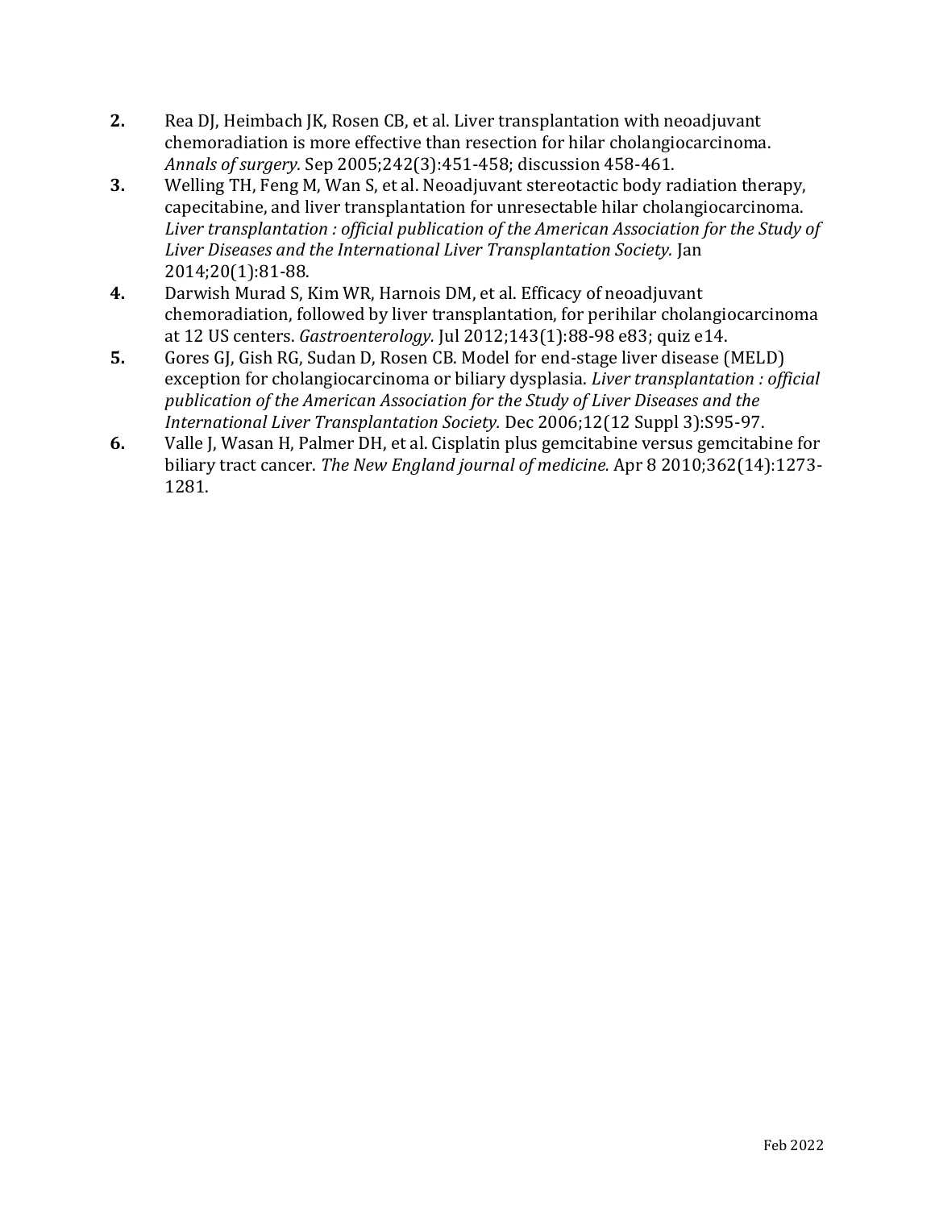2. Rea DJ, Heimbach JK, Rosen CB, et al. Liver transplantation with neoadjuvant chemoradiation is more effective than resection for hilar cholangiocarcinoma. *Annals of surgery.* Sep 2005;242(3):451-458; discussion 458-461.
3. Welling TH, Feng M, Wan S, et al. Neoadjuvant stereotactic body radiation therapy, capecitabine, and liver transplantation for unresectable hilar cholangiocarcinoma. *Liver transplantation : official publication of the American Association for the Study of Liver Diseases and the International Liver Transplantation Society.* Jan 2014;20(1):81-88.
4. Darwish Murad S, Kim WR, Harnois DM, et al. Efficacy of neoadjuvant chemoradiation, followed by liver transplantation, for perihilar cholangiocarcinoma at 12 US centers. *Gastroenterology.* Jul 2012;143(1):88-98 e83; quiz e14.
5. Gores GJ, Gish RG, Sudan D, Rosen CB. Model for end-stage liver disease (MELD) exception for cholangiocarcinoma or biliary dysplasia. *Liver transplantation : official publication of the American Association for the Study of Liver Diseases and the International Liver Transplantation Society.* Dec 2006;12(12 Suppl 3):S95-97.
6. Valle J, Wasan H, Palmer DH, et al. Cisplatin plus gemcitabine versus gemcitabine for biliary tract cancer. *The New England journal of medicine.* Apr 8 2010;362(14):1273-1281.

Feb 2022